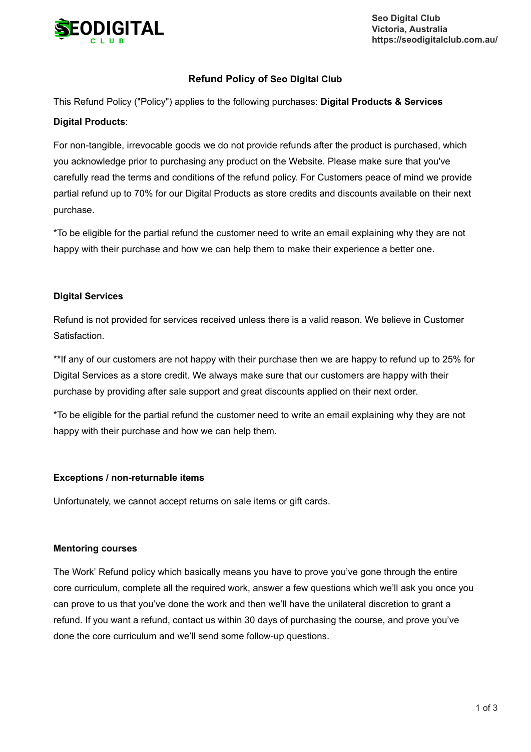Seo Digital Club
Victoria, Australia
https://seodigitalclub.com.au/

# Refund Policy of Seo Digital Club

This Refund Policy ("Policy") applies to the following purchases: **Digital Products & Services**

**Digital Products**:

For non-tangible, irrevocable goods we do not provide refunds after the product is purchased, which you acknowledge prior to purchasing any product on the Website. Please make sure that you've carefully read the terms and conditions of the refund policy. For Customers peace of mind we provide partial refund up to 70% for our Digital Products as store credits and discounts available on their next purchase.

*To be eligible for the partial refund the customer need to write an email explaining why they are not happy with their purchase and how we can help them to make their experience a better one.

**Digital Services**

Refund is not provided for services received unless there is a valid reason. We believe in Customer Satisfaction.

**If any of our customers are not happy with their purchase then we are happy to refund up to 25% for Digital Services as a store credit. We always make sure that our customers are happy with their purchase by providing after sale support and great discounts applied on their next order.

*To be eligible for the partial refund the customer need to write an email explaining why they are not happy with their purchase and how we can help them.

**Exceptions / non-returnable items**

Unfortunately, we cannot accept returns on sale items or gift cards.

**Mentoring courses**

The Work' Refund policy which basically means you have to prove you've gone through the entire core curriculum, complete all the required work, answer a few questions which we'll ask you once you can prove to us that you've done the work and then we'll have the unilateral discretion to grant a refund. If you want a refund, contact us within 30 days of purchasing the course, and prove you've done the core curriculum and we'll send some follow-up questions.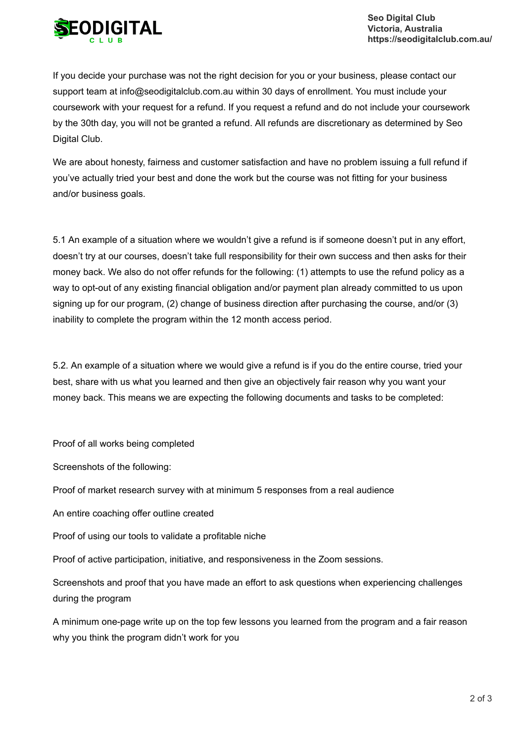If you decide your purchase was not the right decision for you or your business, please contact our support team at info@seodigitalclub.com.au within 30 days of enrollment. You must include your coursework with your request for a refund. If you request a refund and do not include your coursework by the 30th day, you will not be granted a refund. All refunds are discretionary as determined by Seo Digital Club.

We are about honesty, fairness and customer satisfaction and have no problem issuing a full refund if you've actually tried your best and done the work but the course was not fitting for your business and/or business goals.

5.1 An example of a situation where we wouldn't give a refund is if someone doesn't put in any effort, doesn't try at our courses, doesn't take full responsibility for their own success and then asks for their money back. We also do not offer refunds for the following: (1) attempts to use the refund policy as a way to opt-out of any existing financial obligation and/or payment plan already committed to us upon signing up for our program, (2) change of business direction after purchasing the course, and/or (3) inability to complete the program within the 12 month access period.

5.2. An example of a situation where we would give a refund is if you do the entire course, tried your best, share with us what you learned and then give an objectively fair reason why you want your money back. This means we are expecting the following documents and tasks to be completed:

Proof of all works being completed

Screenshots of the following:

Proof of market research survey with at minimum 5 responses from a real audience

An entire coaching offer outline created

Proof of using our tools to validate a profitable niche

Proof of active participation, initiative, and responsiveness in the Zoom sessions.

Screenshots and proof that you have made an effort to ask questions when experiencing challenges during the program

A minimum one-page write up on the top few lessons you learned from the program and a fair reason why you think the program didn't work for you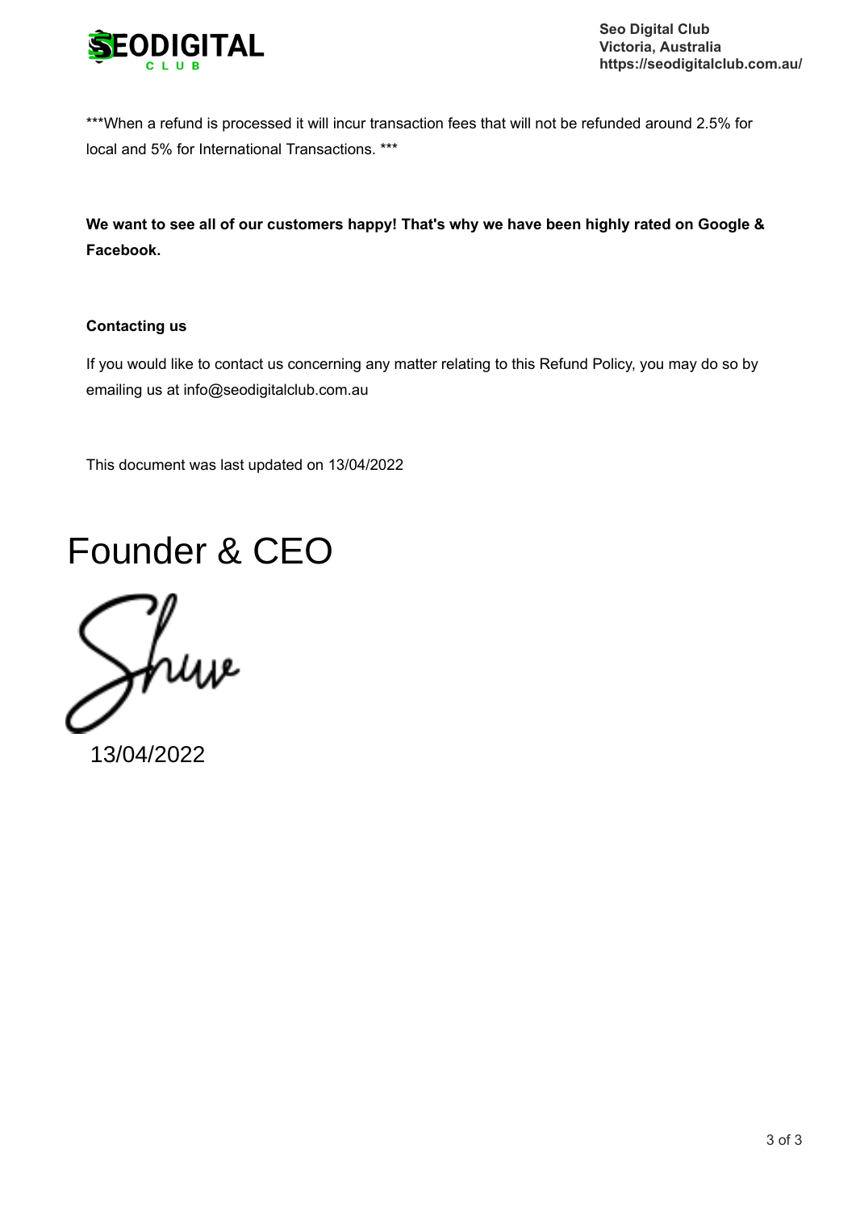***When a refund is processed it will incur transaction fees that will not be refunded around 2.5% for local and 5% for International Transactions. ***

**We want to see all of our customers happy! That's why we have been highly rated on Google & Facebook.**

**Contacting us**

If you would like to contact us concerning any matter relating to this Refund Policy, you may do so by emailing us at info@seodigitalclub.com.au

This document was last updated on 13/04/2022

# Founder & CEO

13/04/2022